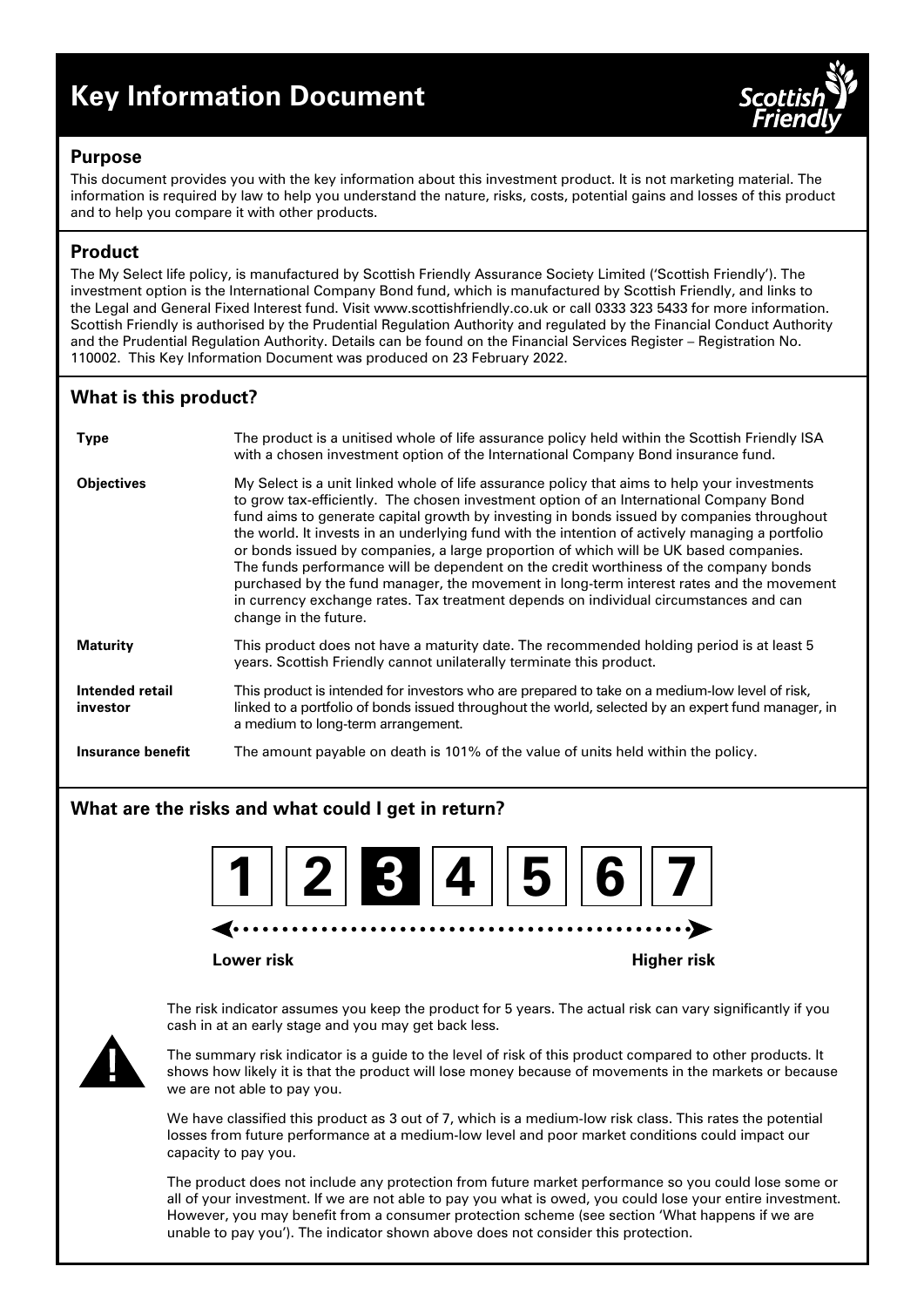# Key Information Document

## Purpose

This document provides you with the key information about this investment product. It is not marketing material. The information is required by law to help you understand the nature, risks, costs, potential gains and losses of this product and to help you compare it with other products.

## Product

The My Select life policy, is manufactured by Scottish Friendly Assurance Society Limited ('Scottish Friendly'). The investment option is the International Company Bond fund, which is manufactured by Scottish Friendly, and links to the Legal and General Fixed Interest fund. Visit www.scottishfriendly.co.uk or call 0333 323 5433 for more information. Scottish Friendly is authorised by the Prudential Regulation Authority and regulated by the Financial Conduct Authority and the Prudential Regulation Authority. Details can be found on the Financial Services Register – Registration No. 110002. This Key Information Document was produced on 23 February 2022.

## What is this product?

**Type** — The product is a unitised whole of life assurance policy held within the Scottish Friendly ISA with a chosen investment option of the International Company Bond insurance fund.

**Objectives** — My Select is a unit linked whole of life assurance policy that aims to help your investments to grow tax-efficiently. The chosen investment option of an International Company Bond fund aims to generate capital growth by investing in bonds issued by companies throughout the world. It invests in an underlying fund with the intention of actively managing a portfolio or bonds issued by companies, a large proportion of which will be UK based companies. The funds performance will be dependent on the credit worthiness of the company bonds purchased by the fund manager, the movement in long-term interest rates and the movement in currency exchange rates. Tax treatment depends on individual circumstances and can change in the future.

**Maturity** — This product does not have a maturity date. The recommended holding period is at least 5 years. Scottish Friendly cannot unilaterally terminate this product.

**Intended retail investor** — This product is intended for investors who are prepared to take on a medium-low level of risk, linked to a portfolio of bonds issued throughout the world, selected by an expert fund manager, in a medium to long-term arrangement.

**Insurance benefit** — The amount payable on death is 101% of the value of units held within the policy.

## What are the risks and what could I get in return?

1 | 2 | **[3]** | 4 | 5 | 6 | 7

Lower risk ← → Higher risk

The risk indicator assumes you keep the product for 5 years. The actual risk can vary significantly if you cash in at an early stage and you may get back less.

The summary risk indicator is a guide to the level of risk of this product compared to other products. It shows how likely it is that the product will lose money because of movements in the markets or because we are not able to pay you.

We have classified this product as 3 out of 7, which is a medium-low risk class. This rates the potential losses from future performance at a medium-low level and poor market conditions could impact our capacity to pay you.

The product does not include any protection from future market performance so you could lose some or all of your investment. If we are not able to pay you what is owed, you could lose your entire investment. However, you may benefit from a consumer protection scheme (see section 'What happens if we are unable to pay you'). The indicator shown above does not consider this protection.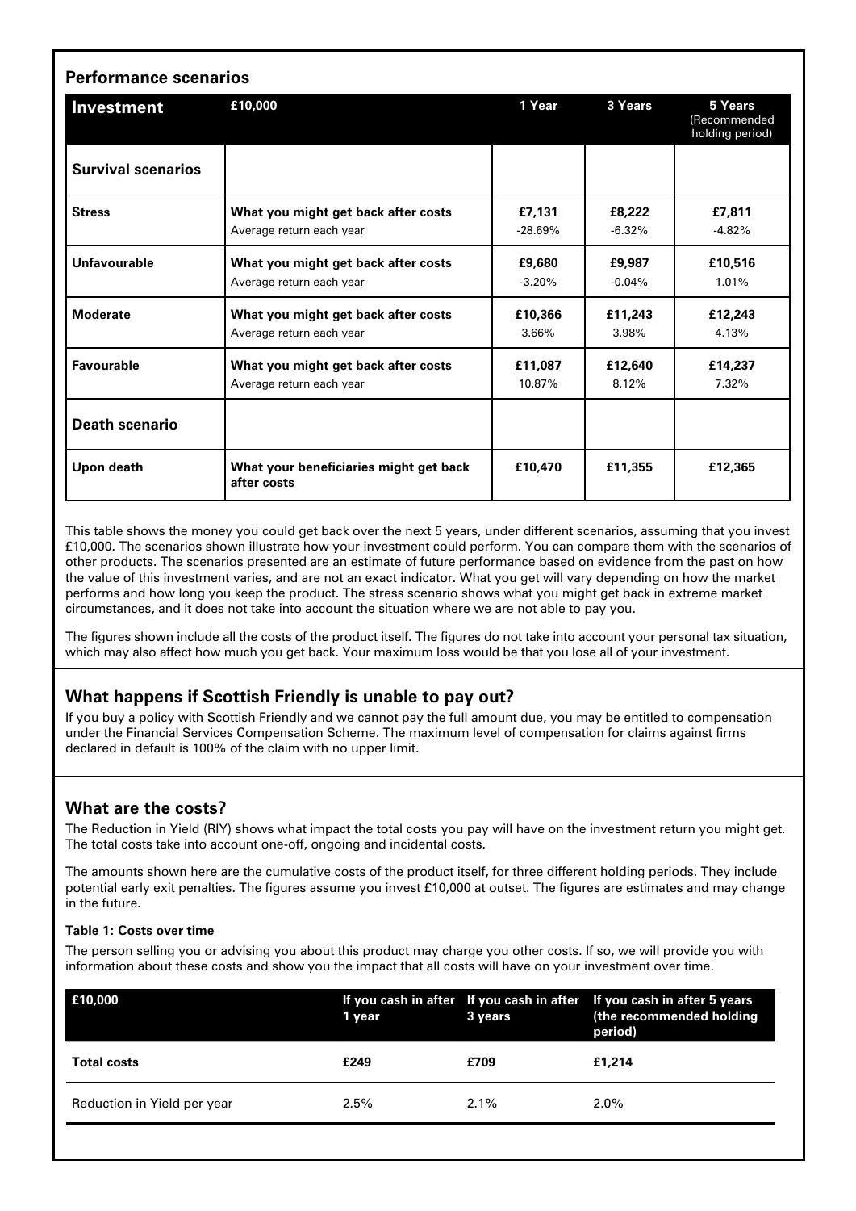## Performance scenarios

| Investment | £10,000 | 1 Year | 3 Years | 5 Years (Recommended holding period) |
|---|---|---|---|---|
| **Survival scenarios** | | | | |
| **Stress** | **What you might get back after costs** | **£7,131** | **£8,222** | **£7,811** |
| | Average return each year | -28.69% | -6.32% | -4.82% |
| **Unfavourable** | **What you might get back after costs** | **£9,680** | **£9,987** | **£10,516** |
| | Average return each year | -3.20% | -0.04% | 1.01% |
| **Moderate** | **What you might get back after costs** | **£10,366** | **£11,243** | **£12,243** |
| | Average return each year | 3.66% | 3.98% | 4.13% |
| **Favourable** | **What you might get back after costs** | **£11,087** | **£12,640** | **£14,237** |
| | Average return each year | 10.87% | 8.12% | 7.32% |
| **Death scenario** | | | | |
| **Upon death** | **What your beneficiaries might get back after costs** | **£10,470** | **£11,355** | **£12,365** |

This table shows the money you could get back over the next 5 years, under different scenarios, assuming that you invest £10,000. The scenarios shown illustrate how your investment could perform. You can compare them with the scenarios of other products. The scenarios presented are an estimate of future performance based on evidence from the past on how the value of this investment varies, and are not an exact indicator. What you get will vary depending on how the market performs and how long you keep the product. The stress scenario shows what you might get back in extreme market circumstances, and it does not take into account the situation where we are not able to pay you.

The figures shown include all the costs of the product itself. The figures do not take into account your personal tax situation, which may also affect how much you get back. Your maximum loss would be that you lose all of your investment.

## What happens if Scottish Friendly is unable to pay out?

If you buy a policy with Scottish Friendly and we cannot pay the full amount due, you may be entitled to compensation under the Financial Services Compensation Scheme. The maximum level of compensation for claims against firms declared in default is 100% of the claim with no upper limit.

## What are the costs?

The Reduction in Yield (RIY) shows what impact the total costs you pay will have on the investment return you might get. The total costs take into account one-off, ongoing and incidental costs.

The amounts shown here are the cumulative costs of the product itself, for three different holding periods. They include potential early exit penalties. The figures assume you invest £10,000 at outset. The figures are estimates and may change in the future.

#### Table 1: Costs over time

The person selling you or advising you about this product may charge you other costs. If so, we will provide you with information about these costs and show you the impact that all costs will have on your investment over time.

| £10,000 | If you cash in after 1 year | If you cash in after 3 years | If you cash in after 5 years (the recommended holding period) |
|---|---|---|---|
| **Total costs** | **£249** | **£709** | **£1,214** |
| Reduction in Yield per year | 2.5% | 2.1% | 2.0% |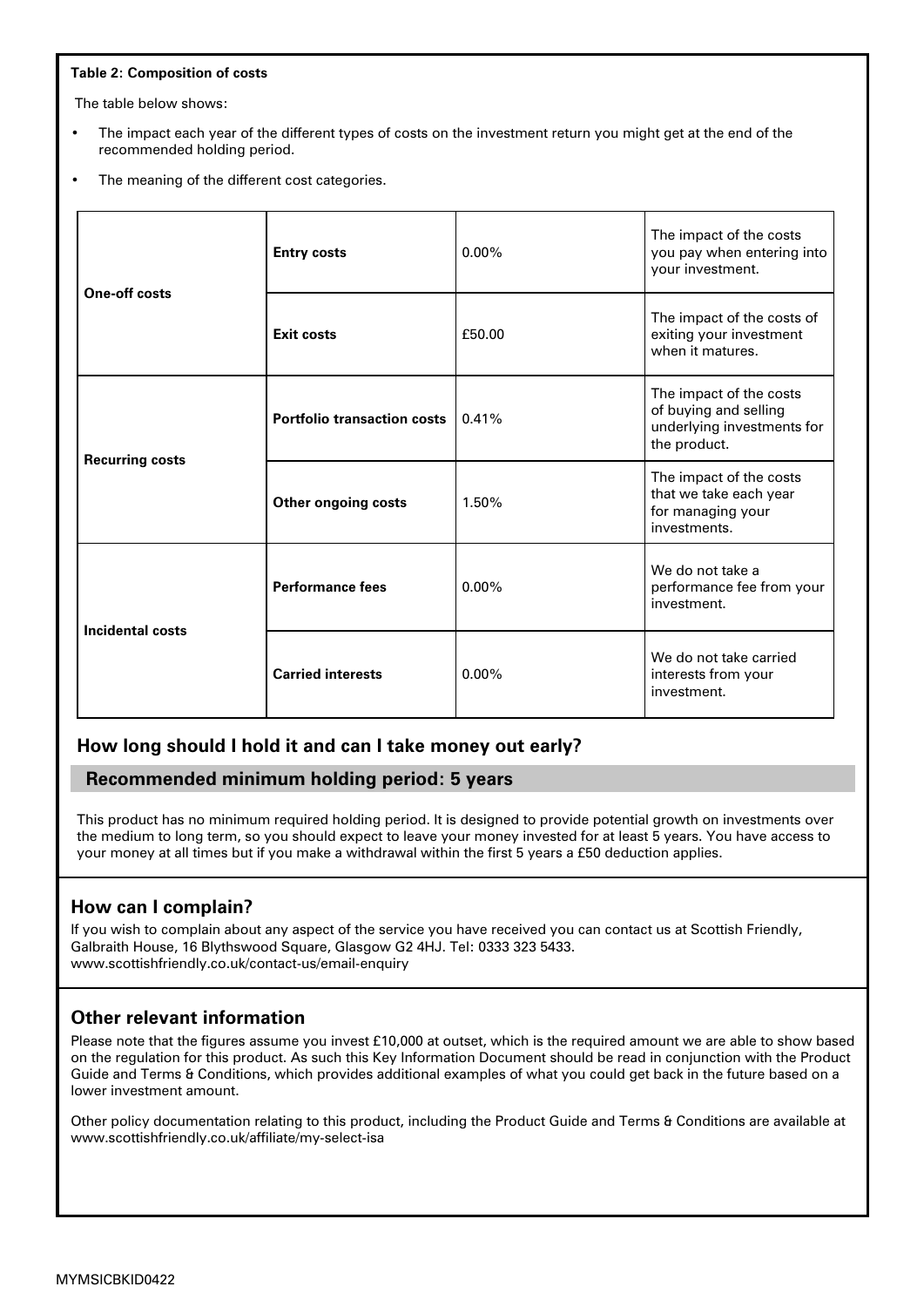**Table 2: Composition of costs**

The table below shows:

- The impact each year of the different types of costs on the investment return you might get at the end of the recommended holding period.
- The meaning of the different cost categories.

| | | | |
|---|---|---|---|
| **One-off costs** | **Entry costs** | 0.00% | The impact of the costs you pay when entering into your investment. |
| | **Exit costs** | £50.00 | The impact of the costs of exiting your investment when it matures. |
| **Recurring costs** | **Portfolio transaction costs** | 0.41% | The impact of the costs of buying and selling underlying investments for the product. |
| | **Other ongoing costs** | 1.50% | The impact of the costs that we take each year for managing your investments. |
| **Incidental costs** | **Performance fees** | 0.00% | We do not take a performance fee from your investment. |
| | **Carried interests** | 0.00% | We do not take carried interests from your investment. |

## How long should I hold it and can I take money out early?

### Recommended minimum holding period: 5 years

This product has no minimum required holding period. It is designed to provide potential growth on investments over the medium to long term, so you should expect to leave your money invested for at least 5 years. You have access to your money at all times but if you make a withdrawal within the first 5 years a £50 deduction applies.

## How can I complain?

If you wish to complain about any aspect of the service you have received you can contact us at Scottish Friendly, Galbraith House, 16 Blythswood Square, Glasgow G2 4HJ. Tel: 0333 323 5433.
www.scottishfriendly.co.uk/contact-us/email-enquiry

## Other relevant information

Please note that the figures assume you invest £10,000 at outset, which is the required amount we are able to show based on the regulation for this product. As such this Key Information Document should be read in conjunction with the Product Guide and Terms & Conditions, which provides additional examples of what you could get back in the future based on a lower investment amount.

Other policy documentation relating to this product, including the Product Guide and Terms & Conditions are available at www.scottishfriendly.co.uk/affiliate/my-select-isa

MYMSICBKID0422